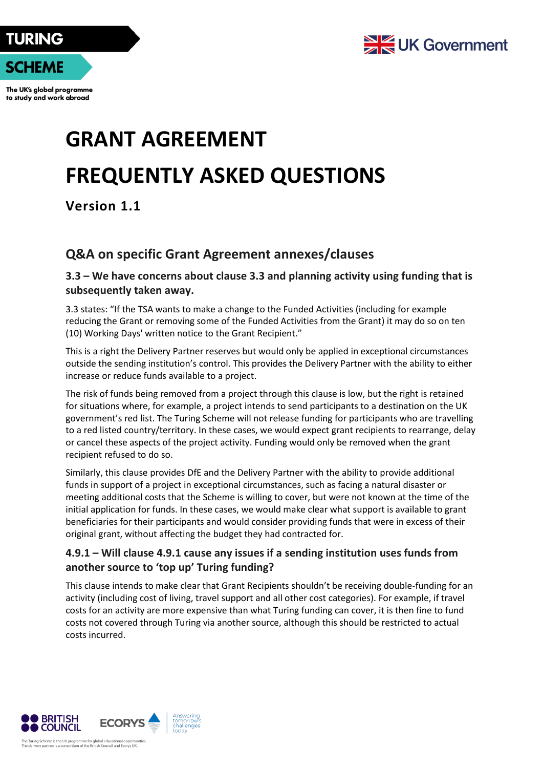TURING SCHEME

The UK's global programme to study and work abroad

UK Government

# GRANT AGREEMENT

# FREQUENTLY ASKED QUESTIONS

**Version 1.1**

## Q&A on specific Grant Agreement annexes/clauses

### 3.3 – We have concerns about clause 3.3 and planning activity using funding that is subsequently taken away.

3.3 states: "If the TSA wants to make a change to the Funded Activities (including for example reducing the Grant or removing some of the Funded Activities from the Grant) it may do so on ten (10) Working Days' written notice to the Grant Recipient."

This is a right the Delivery Partner reserves but would only be applied in exceptional circumstances outside the sending institution's control. This provides the Delivery Partner with the ability to either increase or reduce funds available to a project.

The risk of funds being removed from a project through this clause is low, but the right is retained for situations where, for example, a project intends to send participants to a destination on the UK government's red list. The Turing Scheme will not release funding for participants who are travelling to a red listed country/territory. In these cases, we would expect grant recipients to rearrange, delay or cancel these aspects of the project activity. Funding would only be removed when the grant recipient refused to do so.

Similarly, this clause provides DfE and the Delivery Partner with the ability to provide additional funds in support of a project in exceptional circumstances, such as facing a natural disaster or meeting additional costs that the Scheme is willing to cover, but were not known at the time of the initial application for funds. In these cases, we would make clear what support is available to grant beneficiaries for their participants and would consider providing funds that were in excess of their original grant, without affecting the budget they had contracted for.

### 4.9.1 – Will clause 4.9.1 cause any issues if a sending institution uses funds from another source to 'top up' Turing funding?

This clause intends to make clear that Grant Recipients shouldn't be receiving double-funding for an activity (including cost of living, travel support and all other cost categories). For example, if travel costs for an activity are more expensive than what Turing funding can cover, it is then fine to fund costs not covered through Turing via another source, although this should be restricted to actual costs incurred.

BRITISH COUNCIL ECORYS Answering tomorrow's challenges today

The Turing Scheme is the UK programme for global educational opportunities. The delivery partner is a consortium of the British Council and Ecorys UK.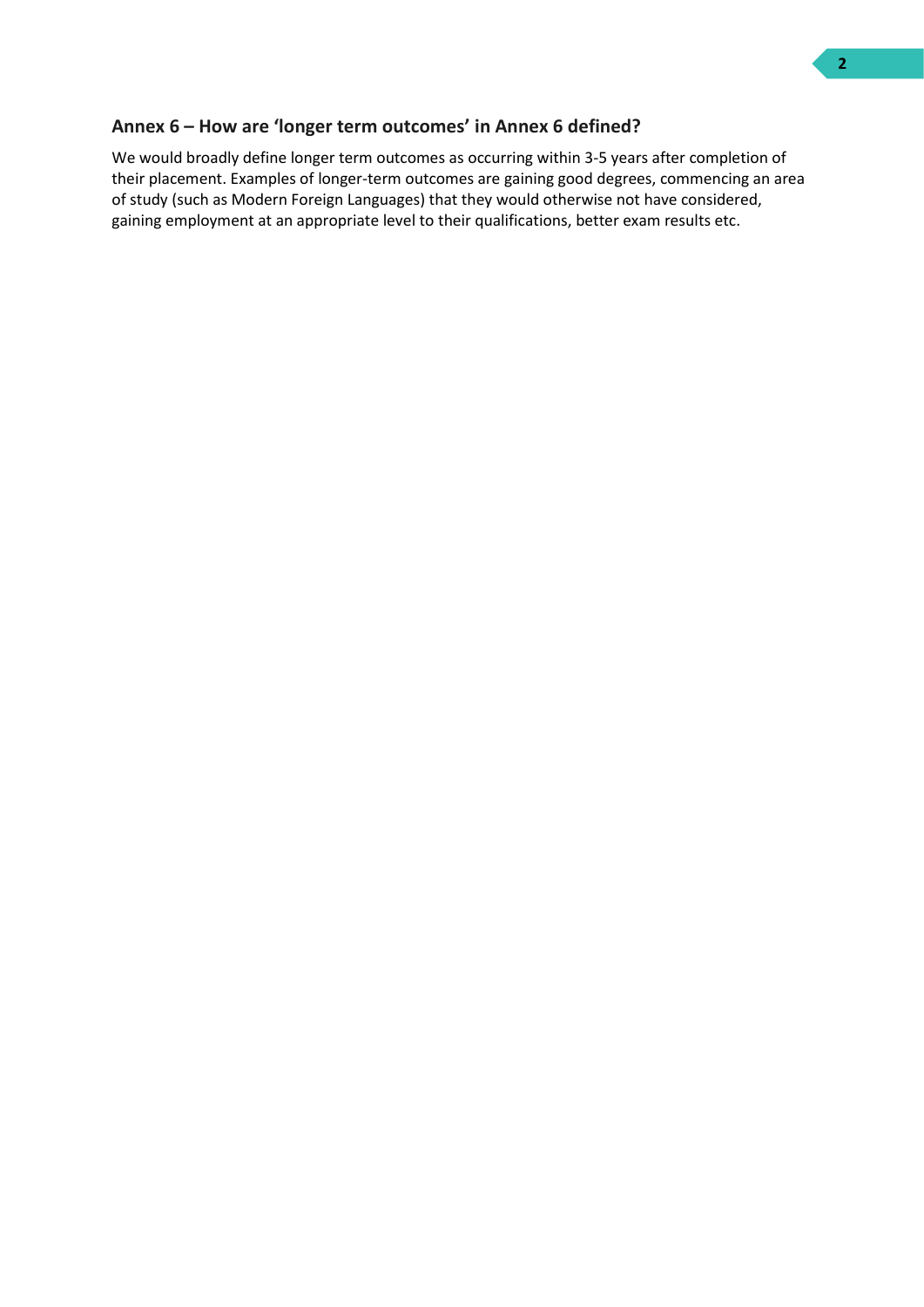### Annex 6 – How are 'longer term outcomes' in Annex 6 defined?

We would broadly define longer term outcomes as occurring within 3-5 years after completion of their placement. Examples of longer-term outcomes are gaining good degrees, commencing an area of study (such as Modern Foreign Languages) that they would otherwise not have considered, gaining employment at an appropriate level to their qualifications, better exam results etc.